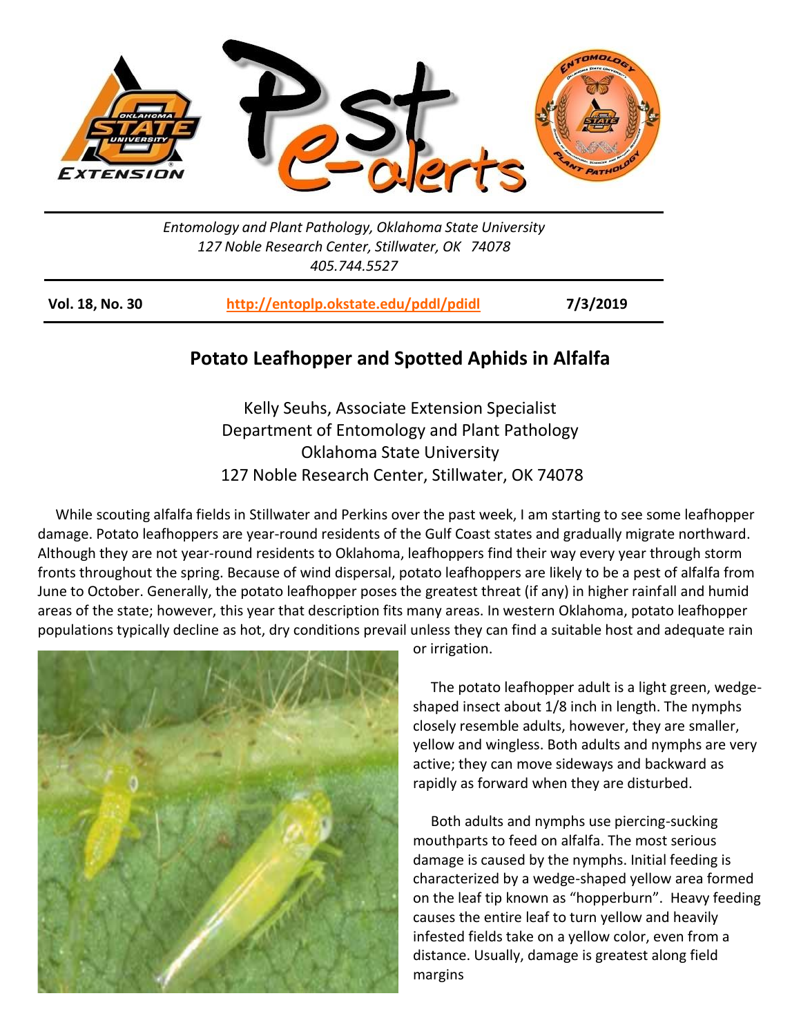Entomology and Plant Pathology, Oklahoma State University
127 Noble Research Center, Stillwater, OK 74078
405.744.5527

**Vol. 18, No. 30** | **http://entoplp.okstate.edu/pddl/pdidl** | **7/3/2019**

# Potato Leafhopper and Spotted Aphids in Alfalfa

Kelly Seuhs, Associate Extension Specialist
Department of Entomology and Plant Pathology
Oklahoma State University
127 Noble Research Center, Stillwater, OK 74078

While scouting alfalfa fields in Stillwater and Perkins over the past week, I am starting to see some leafhopper damage. Potato leafhoppers are year-round residents of the Gulf Coast states and gradually migrate northward. Although they are not year-round residents to Oklahoma, leafhoppers find their way every year through storm fronts throughout the spring. Because of wind dispersal, potato leafhoppers are likely to be a pest of alfalfa from June to October. Generally, the potato leafhopper poses the greatest threat (if any) in higher rainfall and humid areas of the state; however, this year that description fits many areas. In western Oklahoma, potato leafhopper populations typically decline as hot, dry conditions prevail unless they can find a suitable host and adequate rain or irrigation.

The potato leafhopper adult is a light green, wedge-shaped insect about 1/8 inch in length. The nymphs closely resemble adults, however, they are smaller, yellow and wingless. Both adults and nymphs are very active; they can move sideways and backward as rapidly as forward when they are disturbed.

Both adults and nymphs use piercing-sucking mouthparts to feed on alfalfa. The most serious damage is caused by the nymphs. Initial feeding is characterized by a wedge-shaped yellow area formed on the leaf tip known as "hopperburn". Heavy feeding causes the entire leaf to turn yellow and heavily infested fields take on a yellow color, even from a distance. Usually, damage is greatest along field margins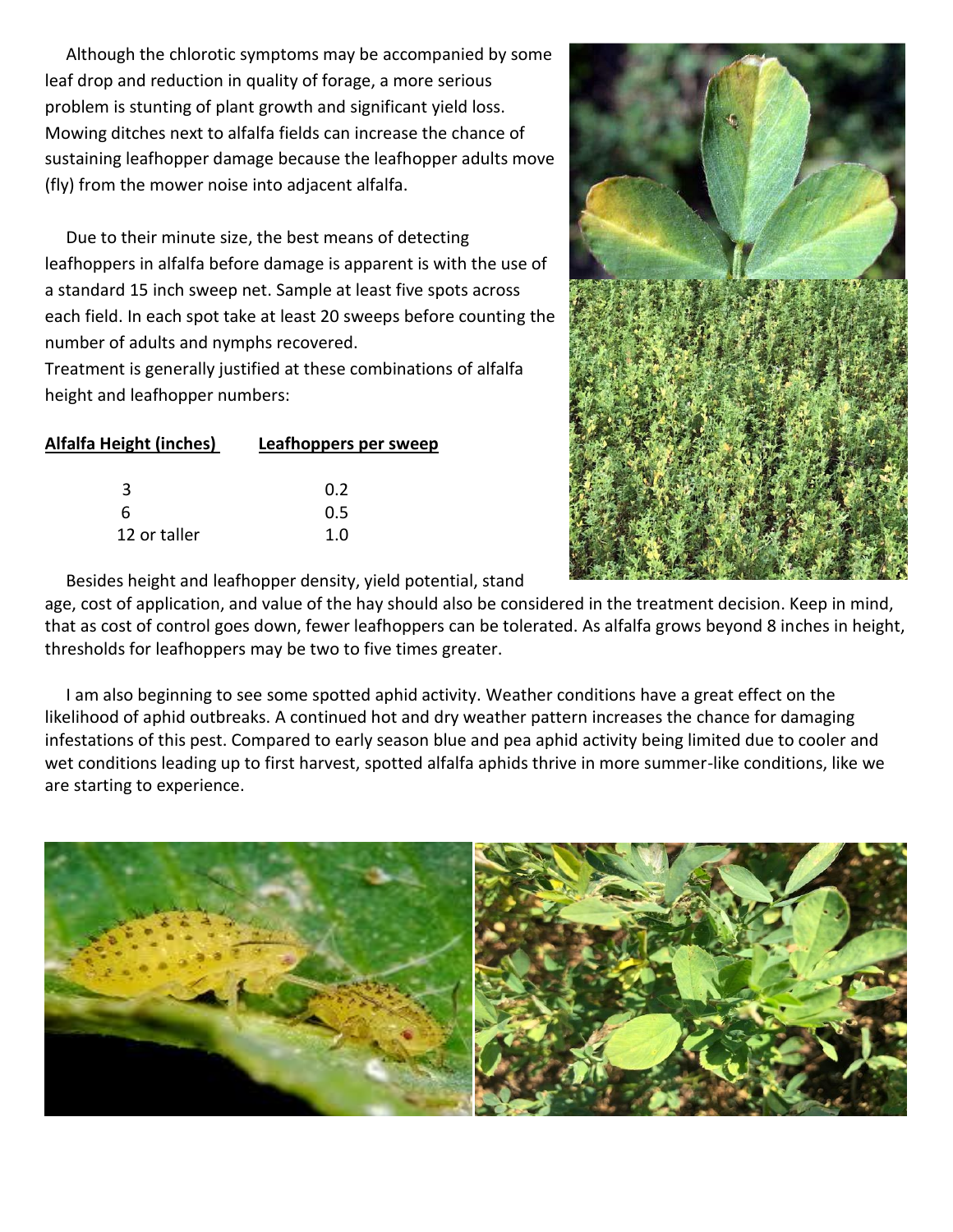Although the chlorotic symptoms may be accompanied by some leaf drop and reduction in quality of forage, a more serious problem is stunting of plant growth and significant yield loss. Mowing ditches next to alfalfa fields can increase the chance of sustaining leafhopper damage because the leafhopper adults move (fly) from the mower noise into adjacent alfalfa.

Due to their minute size, the best means of detecting leafhoppers in alfalfa before damage is apparent is with the use of a standard 15 inch sweep net. Sample at least five spots across each field. In each spot take at least 20 sweeps before counting the number of adults and nymphs recovered.

Treatment is generally justified at these combinations of alfalfa height and leafhopper numbers:

| Alfalfa Height (inches) | Leafhoppers per sweep |
|---|---|
| 3 | 0.2 |
| 6 | 0.5 |
| 12 or taller | 1.0 |

Besides height and leafhopper density, yield potential, stand age, cost of application, and value of the hay should also be considered in the treatment decision. Keep in mind, that as cost of control goes down, fewer leafhoppers can be tolerated. As alfalfa grows beyond 8 inches in height, thresholds for leafhoppers may be two to five times greater.

I am also beginning to see some spotted aphid activity. Weather conditions have a great effect on the likelihood of aphid outbreaks. A continued hot and dry weather pattern increases the chance for damaging infestations of this pest. Compared to early season blue and pea aphid activity being limited due to cooler and wet conditions leading up to first harvest, spotted alfalfa aphids thrive in more summer-like conditions, like we are starting to experience.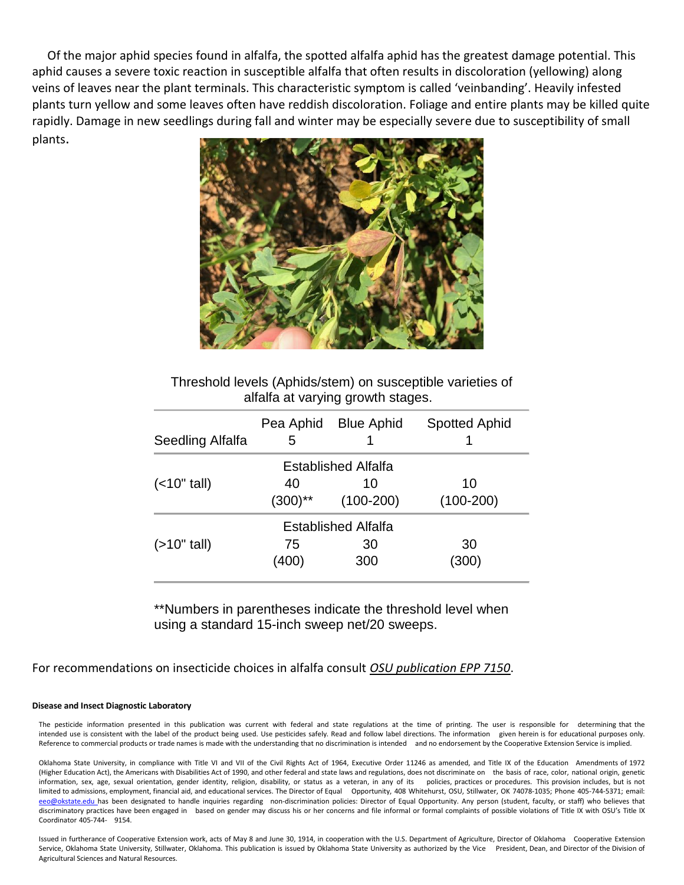Of the major aphid species found in alfalfa, the spotted alfalfa aphid has the greatest damage potential. This aphid causes a severe toxic reaction in susceptible alfalfa that often results in discoloration (yellowing) along veins of leaves near the plant terminals. This characteristic symptom is called 'veinbanding'. Heavily infested plants turn yellow and some leaves often have reddish discoloration. Foliage and entire plants may be killed quite rapidly. Damage in new seedlings during fall and winter may be especially severe due to susceptibility of small plants.

Threshold levels (Aphids/stem) on susceptible varieties of alfalfa at varying growth stages.

| | Pea Aphid | Blue Aphid | Spotted Aphid |
|---|---|---|---|
| Seedling Alfalfa | 5 | 1 | 1 |
| Established Alfalfa (<10" tall) | 40 (300)** | 10 (100-200) | 10 (100-200) |
| Established Alfalfa (>10" tall) | 75 (400) | 30 300 | 30 (300) |

**Numbers in parentheses indicate the threshold level when using a standard 15-inch sweep net/20 sweeps.

For recommendations on insecticide choices in alfalfa consult *OSU publication EPP 7150*.

**Disease and Insect Diagnostic Laboratory**

The pesticide information presented in this publication was current with federal and state regulations at the time of printing. The user is responsible for determining that the intended use is consistent with the label of the product being used. Use pesticides safely. Read and follow label directions. The information given herein is for educational purposes only. Reference to commercial products or trade names is made with the understanding that no discrimination is intended and no endorsement by the Cooperative Extension Service is implied.

Oklahoma State University, in compliance with Title VI and VII of the Civil Rights Act of 1964, Executive Order 11246 as amended, and Title IX of the Education Amendments of 1972 (Higher Education Act), the Americans with Disabilities Act of 1990, and other federal and state laws and regulations, does not discriminate on the basis of race, color, national origin, genetic information, sex, age, sexual orientation, gender identity, religion, disability, or status as a veteran, in any of its policies, practices or procedures. This provision includes, but is not limited to admissions, employment, financial aid, and educational services. The Director of Equal Opportunity, 408 Whitehurst, OSU, Stillwater, OK 74078-1035; Phone 405-744-5371; email: eeo@okstate.edu has been designated to handle inquiries regarding non-discrimination policies: Director of Equal Opportunity. Any person (student, faculty, or staff) who believes that discriminatory practices have been engaged in based on gender may discuss his or her concerns and file informal or formal complaints of possible violations of Title IX with OSU's Title IX Coordinator 405-744- 9154.

Issued in furtherance of Cooperative Extension work, acts of May 8 and June 30, 1914, in cooperation with the U.S. Department of Agriculture, Director of Oklahoma Cooperative Extension Service, Oklahoma State University, Stillwater, Oklahoma. This publication is issued by Oklahoma State University as authorized by the Vice President, Dean, and Director of the Division of Agricultural Sciences and Natural Resources.